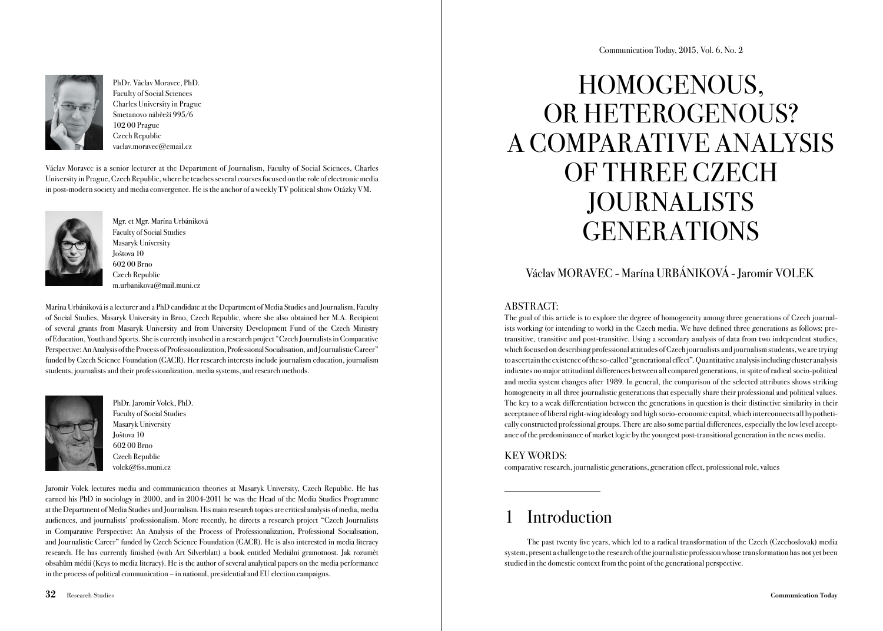PhDr. Václav Moravec, PhD.
Faculty of Social Sciences
Charles University in Prague
Smetanovo nábřeží 995/6
102 00 Prague
Czech Republic
vaclav.moravec@email.cz

Václav Moravec is a senior lecturer at the Department of Journalism, Faculty of Social Sciences, Charles University in Prague, Czech Republic, where he teaches several courses focused on the role of electronic media in post-modern society and media convergence. He is the anchor of a weekly TV political show Otázky VM.

Mgr. et Mgr. Marína Urbániková
Faculty of Social Studies
Masaryk University
Joštova 10
602 00 Brno
Czech Republic
m.urbanikova@mail.muni.cz

Marína Urbániková is a lecturer and a PhD candidate at the Department of Media Studies and Journalism, Faculty of Social Studies, Masaryk University in Brno, Czech Republic, where she also obtained her M.A. Recipient of several grants from Masaryk University and from University Development Fund of the Czech Ministry of Education, Youth and Sports. She is currently involved in a research project "Czech Journalists in Comparative Perspective: An Analysis of the Process of Professionalization, Professional Socialisation, and Journalistic Career" funded by Czech Science Foundation (GACR). Her research interests include journalism education, journalism students, journalists and their professionalization, media systems, and research methods.

PhDr. Jaromír Volek, PhD.
Faculty of Social Studies
Masaryk University
Joštova 10
602 00 Brno
Czech Republic
volek@fss.muni.cz

Jaromír Volek lectures media and communication theories at Masaryk University, Czech Republic. He has earned his PhD in sociology in 2000, and in 2004-2011 he was the Head of the Media Studies Programme at the Department of Media Studies and Journalism. His main research topics are critical analysis of media, media audiences, and journalists' professionalism. More recently, he directs a research project "Czech Journalists in Comparative Perspective: An Analysis of the Process of Professionalization, Professional Socialisation, and Journalistic Career" funded by Czech Science Foundation (GACR). He is also interested in media literacy research. He has currently finished (with Art Silverblatt) a book entitled Mediální gramotnost. Jak rozumět obsahům médií (Keys to media literacy). He is the author of several analytical papers on the media performance in the process of political communication – in national, presidential and EU election campaigns.

# HOMOGENOUS, OR HETEROGENOUS? A COMPARATIVE ANALYSIS OF THREE CZECH JOURNALISTS GENERATIONS

Václav MORAVEC - Marína URBÁNIKOVÁ - Jaromír VOLEK

ABSTRACT:

The goal of this article is to explore the degree of homogeneity among three generations of Czech journalists working (or intending to work) in the Czech media. We have defined three generations as follows: pre-transitive, transitive and post-transitive. Using a secondary analysis of data from two independent studies, which focused on describing professional attitudes of Czech journalists and journalism students, we are trying to ascertain the existence of the so-called "generational effect". Quantitative analysis including cluster analysis indicates no major attitudinal differences between all compared generations, in spite of radical socio-political and media system changes after 1989. In general, the comparison of the selected attributes shows striking homogeneity in all three journalistic generations that especially share their professional and political values. The key to a weak differentiation between the generations in question is their distinctive similarity in their acceptance of liberal right-wing ideology and high socio-economic capital, which interconnects all hypothetically constructed professional groups. There are also some partial differences, especially the low level acceptance of the predominance of market logic by the youngest post-transitional generation in the news media.

KEY WORDS:

comparative research, journalistic generations, generation effect, professional role, values

## 1 Introduction

The past twenty five years, which led to a radical transformation of the Czech (Czechoslovak) media system, present a challenge to the research of the journalistic profession whose transformation has not yet been studied in the domestic context from the point of the generational perspective.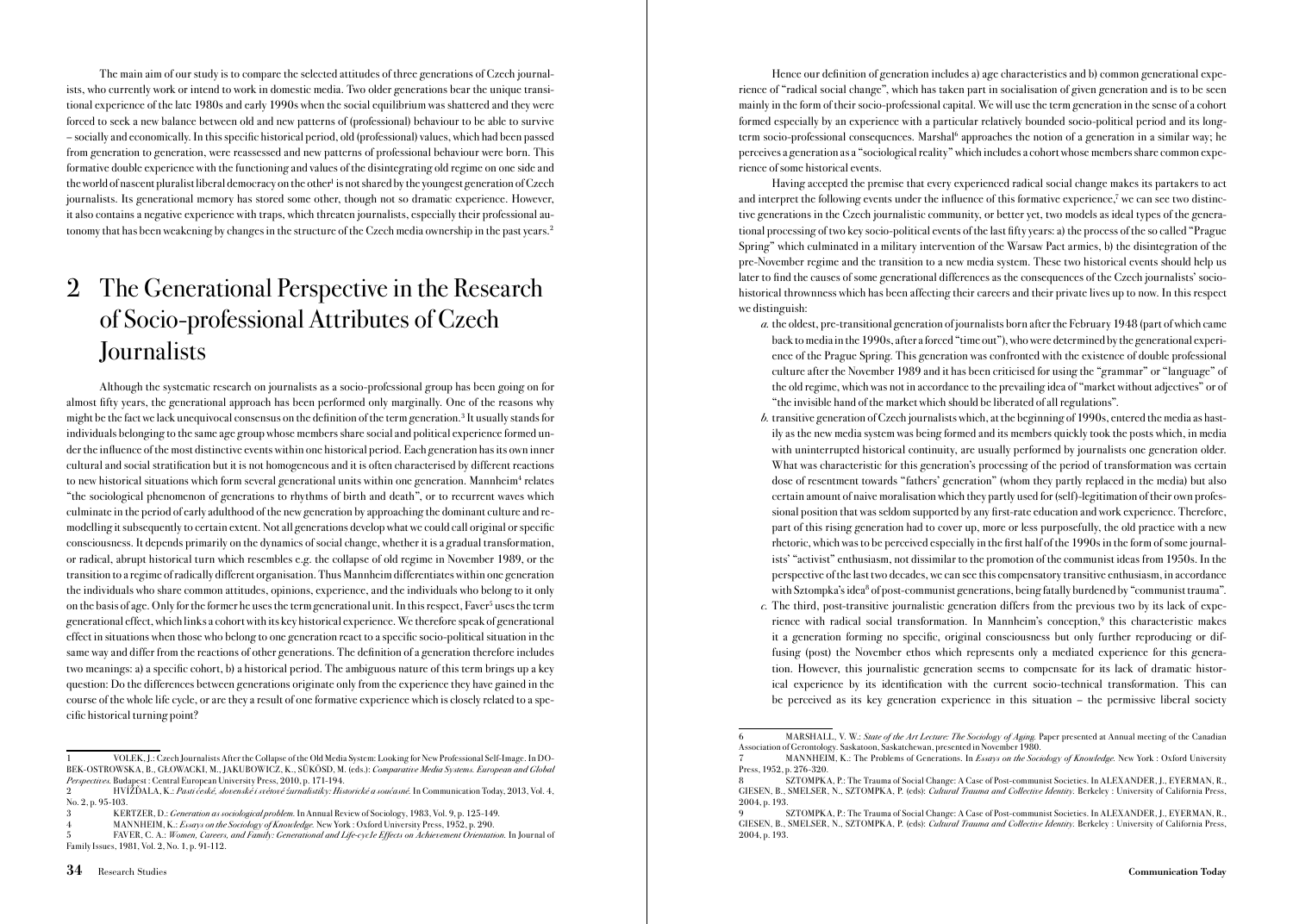The main aim of our study is to compare the selected attitudes of three generations of Czech journalists, who currently work or intend to work in domestic media. Two older generations bear the unique transitional experience of the late 1980s and early 1990s when the social equilibrium was shattered and they were forced to seek a new balance between old and new patterns of (professional) behaviour to be able to survive – socially and economically. In this specific historical period, old (professional) values, which had been passed from generation to generation, were reassessed and new patterns of professional behaviour were born. This formative double experience with the functioning and values of the disintegrating old regime on one side and the world of nascent pluralist liberal democracy on the other[1] is not shared by the youngest generation of Czech journalists. Its generational memory has stored some other, though not so dramatic experience. However, it also contains a negative experience with traps, which threaten journalists, especially their professional autonomy that has been weakening by changes in the structure of the Czech media ownership in the past years.[2]

# 2 The Generational Perspective in the Research of Socio-professional Attributes of Czech Journalists

Although the systematic research on journalists as a socio-professional group has been going on for almost fifty years, the generational approach has been performed only marginally. One of the reasons why might be the fact we lack unequivocal consensus on the definition of the term generation.[3] It usually stands for individuals belonging to the same age group whose members share social and political experience formed under the influence of the most distinctive events within one historical period. Each generation has its own inner cultural and social stratification but it is not homogeneous and it is often characterised by different reactions to new historical situations which form several generational units within one generation. Mannheim[4] relates "the sociological phenomenon of generations to rhythms of birth and death", or to recurrent waves which culminate in the period of early adulthood of the new generation by approaching the dominant culture and remodelling it subsequently to certain extent. Not all generations develop what we could call original or specific consciousness. It depends primarily on the dynamics of social change, whether it is a gradual transformation, or radical, abrupt historical turn which resembles e.g. the collapse of old regime in November 1989, or the transition to a regime of radically different organisation. Thus Mannheim differentiates within one generation the individuals who share common attitudes, opinions, experience, and the individuals who belong to it only on the basis of age. Only for the former he uses the term generational unit. In this respect, Faver[5] uses the term generational effect, which links a cohort with its key historical experience. We therefore speak of generational effect in situations when those who belong to one generation react to a specific socio-political situation in the same way and differ from the reactions of other generations. The definition of a generation therefore includes two meanings: a) a specific cohort, b) a historical period. The ambiguous nature of this term brings up a key question: Do the differences between generations originate only from the experience they have gained in the course of the whole life cycle, or are they a result of one formative experience which is closely related to a specific historical turning point?

Hence our definition of generation includes a) age characteristics and b) common generational experience of "radical social change", which has taken part in socialisation of given generation and is to be seen mainly in the form of their socio-professional capital. We will use the term generation in the sense of a cohort formed especially by an experience with a particular relatively bounded socio-political period and its long-term socio-professional consequences. Marshal[6] approaches the notion of a generation in a similar way; he perceives a generation as a "sociological reality" which includes a cohort whose members share common experience of some historical events.

Having accepted the premise that every experienced radical social change makes its partakers to act and interpret the following events under the influence of this formative experience,[7] we can see two distinctive generations in the Czech journalistic community, or better yet, two models as ideal types of the generational processing of two key socio-political events of the last fifty years: a) the process of the so called "Prague Spring" which culminated in a military intervention of the Warsaw Pact armies, b) the disintegration of the pre-November regime and the transition to a new media system. These two historical events should help us later to find the causes of some generational differences as the consequences of the Czech journalists' socio-historical thrownness which has been affecting their careers and their private lives up to now. In this respect we distinguish:

*a.* the oldest, pre-transitional generation of journalists born after the February 1948 (part of which came back to media in the 1990s, after a forced "time out"), who were determined by the generational experience of the Prague Spring. This generation was confronted with the existence of double professional culture after the November 1989 and it has been criticised for using the "grammar" or "language" of the old regime, which was not in accordance to the prevailing idea of "market without adjectives" or of "the invisible hand of the market which should be liberated of all regulations".

*b.* transitive generation of Czech journalists which, at the beginning of 1990s, entered the media as hastily as the new media system was being formed and its members quickly took the posts which, in media with uninterrupted historical continuity, are usually performed by journalists one generation older. What was characteristic for this generation's processing of the period of transformation was certain dose of resentment towards "fathers' generation" (whom they partly replaced in the media) but also certain amount of naive moralisation which they partly used for (self)-legitimation of their own professional position that was seldom supported by any first-rate education and work experience. Therefore, part of this rising generation had to cover up, more or less purposefully, the old practice with a new rhetoric, which was to be perceived especially in the first half of the 1990s in the form of some journalists' "activist" enthusiasm, not dissimilar to the promotion of the communist ideas from 1950s. In the perspective of the last two decades, we can see this compensatory transitive enthusiasm, in accordance with Sztompka's idea[8] of post-communist generations, being fatally burdened by "communist trauma".

*c.* The third, post-transitive journalistic generation differs from the previous two by its lack of experience with radical social transformation. In Mannheim's conception,[9] this characteristic makes it a generation forming no specific, original consciousness but only further reproducing or diffusing (post) the November ethos which represents only a mediated experience for this generation. However, this journalistic generation seems to compensate for its lack of dramatic historical experience by its identification with the current socio-technical transformation. This can be perceived as its key generation experience in this situation – the permissive liberal society

---

1 VOLEK, J.: Czech Journalists After the Collapse of the Old Media System: Looking for New Professional Self-Image. In DOBEK-OSTROWSKA, B., GŁOWACKI, M., JAKUBOWICZ, K., SÜKÖSD, M. (eds.): *Comparative Media Systems. European and Global Perspectives.* Budapest : Central European University Press, 2010, p. 171-194.

2 HVÍŽĎALA, K.: *Pasti české, slovenské i světové žurnalistiky: Historické a současné.* In Communication Today, 2013, Vol. 4, No. 2, p. 95-103.

3 KERTZER, D.: *Generation as sociological problem.* In Annual Review of Sociology, 1983, Vol. 9, p. 125-149.

4 MANNHEIM, K.: *Essays on the Sociology of Knowledge.* New York : Oxford University Press, 1952, p. 290.

5 FAVER, C. A.: *Women, Careers, and Family: Generational and Life-cycle Effects on Achievement Orientation.* In Journal of Family Issues, 1981, Vol. 2, No. 1, p. 91-112.

6 MARSHALL, V. W.: *State of the Art Lecture: The Sociology of Aging.* Paper presented at Annual meeting of the Canadian Association of Gerontology. Saskatoon, Saskatchewan, presented in November 1980.

7 MANNHEIM, K.: The Problems of Generations. In *Essays on the Sociology of Knowledge.* New York : Oxford University Press, 1952, p. 276-320.

8 SZTOMPKA, P.: The Trauma of Social Change: A Case of Post-communist Societies. In ALEXANDER, J., EYERMAN, R., GIESEN, B., SMELSER, N., SZTOMPKA, P. (eds): *Cultural Trauma and Collective Identity.* Berkeley : University of California Press, 2004, p. 193.

9 SZTOMPKA, P.: The Trauma of Social Change: A Case of Post-communist Societies. In ALEXANDER, J., EYERMAN, R., GIESEN, B., SMELSER, N., SZTOMPKA, P. (eds): *Cultural Trauma and Collective Identity.* Berkeley : University of California Press, 2004, p. 193.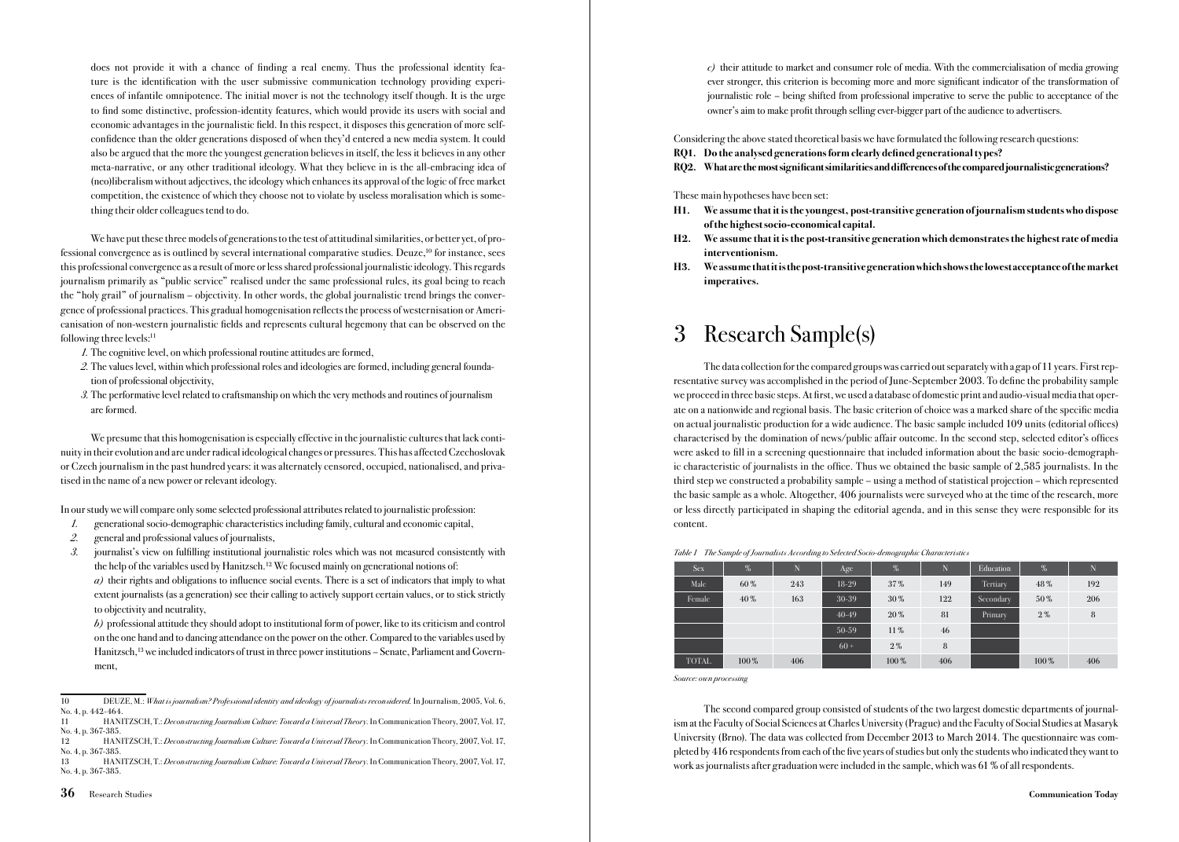does not provide it with a chance of finding a real enemy. Thus the professional identity feature is the identification with the user submissive communication technology providing experiences of infantile omnipotence. The initial mover is not the technology itself though. It is the urge to find some distinctive, profession-identity features, which would provide its users with social and economic advantages in the journalistic field. In this respect, it disposes this generation of more self-confidence than the older generations disposed of when they'd entered a new media system. It could also be argued that the more the youngest generation believes in itself, the less it believes in any other meta-narrative, or any other traditional ideology. What they believe in is the all-embracing idea of (neo)liberalism without adjectives, the ideology which enhances its approval of the logic of free market competition, the existence of which they choose not to violate by useless moralisation which is something their older colleagues tend to do.

We have put these three models of generations to the test of attitudinal similarities, or better yet, of professional convergence as is outlined by several international comparative studies. Deuze,[10] for instance, sees this professional convergence as a result of more or less shared professional journalistic ideology. This regards journalism primarily as "public service" realised under the same professional rules, its goal being to reach the "holy grail" of journalism – objectivity. In other words, the global journalistic trend brings the convergence of professional practices. This gradual homogenisation reflects the process of westernisation or Americanisation of non-western journalistic fields and represents cultural hegemony that can be observed on the following three levels:[11]

*1.* The cognitive level, on which professional routine attitudes are formed,
*2.* The values level, within which professional roles and ideologies are formed, including general foundation of professional objectivity,
*3.* The performative level related to craftsmanship on which the very methods and routines of journalism are formed.

We presume that this homogenisation is especially effective in the journalistic cultures that lack continuity in their evolution and are under radical ideological changes or pressures. This has affected Czechoslovak or Czech journalism in the past hundred years: it was alternately censored, occupied, nationalised, and privatised in the name of a new power or relevant ideology.

In our study we will compare only some selected professional attributes related to journalistic profession:

*1.* generational socio-demographic characteristics including family, cultural and economic capital,
*2.* general and professional values of journalists,
*3.* journalist's view on fulfilling institutional journalistic roles which was not measured consistently with the help of the variables used by Hanitzsch.[12] We focused mainly on generational notions of:

*a)* their rights and obligations to influence social events. There is a set of indicators that imply to what extent journalists (as a generation) see their calling to actively support certain values, or to stick strictly to objectivity and neutrality,

*b)* professional attitude they should adopt to institutional form of power, like to its criticism and control on the one hand and to dancing attendance on the power on the other. Compared to the variables used by Hanitzsch,[13] we included indicators of trust in three power institutions – Senate, Parliament and Government,

*c)* their attitude to market and consumer role of media. With the commercialisation of media growing ever stronger, this criterion is becoming more and more significant indicator of the transformation of journalistic role – being shifted from professional imperative to serve the public to acceptance of the owner's aim to make profit through selling ever-bigger part of the audience to advertisers.

Considering the above stated theoretical basis we have formulated the following research questions:

**RQ1. Do the analysed generations form clearly defined generational types?**
**RQ2. What are the most significant similarities and differences of the compared journalistic generations?**

These main hypotheses have been set:

**H1. We assume that it is the youngest, post-transitive generation of journalism students who dispose of the highest socio-economical capital.**
**H2. We assume that it is the post-transitive generation which demonstrates the highest rate of media interventionism.**
**H3. We assume that it is the post-transitive generation which shows the lowest acceptance of the market imperatives.**

# 3 Research Sample(s)

The data collection for the compared groups was carried out separately with a gap of 11 years. First representative survey was accomplished in the period of June-September 2003. To define the probability sample we proceed in three basic steps. At first, we used a database of domestic print and audio-visual media that operate on a nationwide and regional basis. The basic criterion of choice was a marked share of the specific media on actual journalistic production for a wide audience. The basic sample included 109 units (editorial offices) characterised by the domination of news/public affair outcome. In the second step, selected editor's offices were asked to fill in a screening questionnaire that included information about the basic socio-demographic characteristic of journalists in the office. Thus we obtained the basic sample of 2,585 journalists. In the third step we constructed a probability sample – using a method of statistical projection – which represented the basic sample as a whole. Altogether, 406 journalists were surveyed who at the time of the research, more or less directly participated in shaping the editorial agenda, and in this sense they were responsible for its content.

*Table 1 The Sample of Journalists According to Selected Socio-demographic Characteristics*

| Sex | % | N | Age | % | N | Education | % | N |
|---|---|---|---|---|---|---|---|---|
| Male | 60 % | 243 | 18-29 | 37 % | 149 | Tertiary | 48 % | 192 |
| Female | 40 % | 163 | 30-39 | 30 % | 122 | Secondary | 50 % | 206 |
| | | | 40-49 | 20 % | 81 | Primary | 2 % | 8 |
| | | | 50-59 | 11 % | 46 | | | |
| | | | 60 + | 2 % | 8 | | | |
| TOTAL | 100 % | 406 | | 100 % | 406 | | 100 % | 406 |

*Source: own processing*

The second compared group consisted of students of the two largest domestic departments of journalism at the Faculty of Social Sciences at Charles University (Prague) and the Faculty of Social Studies at Masaryk University (Brno). The data was collected from December 2013 to March 2014. The questionnaire was completed by 416 respondents from each of the five years of studies but only the students who indicated they want to work as journalists after graduation were included in the sample, which was 61 % of all respondents.

---

10 DEUZE, M.: *What is journalism? Professional identity and ideology of journalists reconsidered.* In Journalism, 2005, Vol. 6, No. 4, p. 442-464.

11 HANITZSCH, T.: *Deconstructing Journalism Culture: Toward a Universal Theory.* In Communication Theory, 2007, Vol. 17, No. 4, p. 367-385.

12 HANITZSCH, T.: *Deconstructing Journalism Culture: Toward a Universal Theory.* In Communication Theory, 2007, Vol. 17, No. 4, p. 367-385.

13 HANITZSCH, T.: *Deconstructing Journalism Culture: Toward a Universal Theory.* In Communication Theory, 2007, Vol. 17, No. 4, p. 367-385.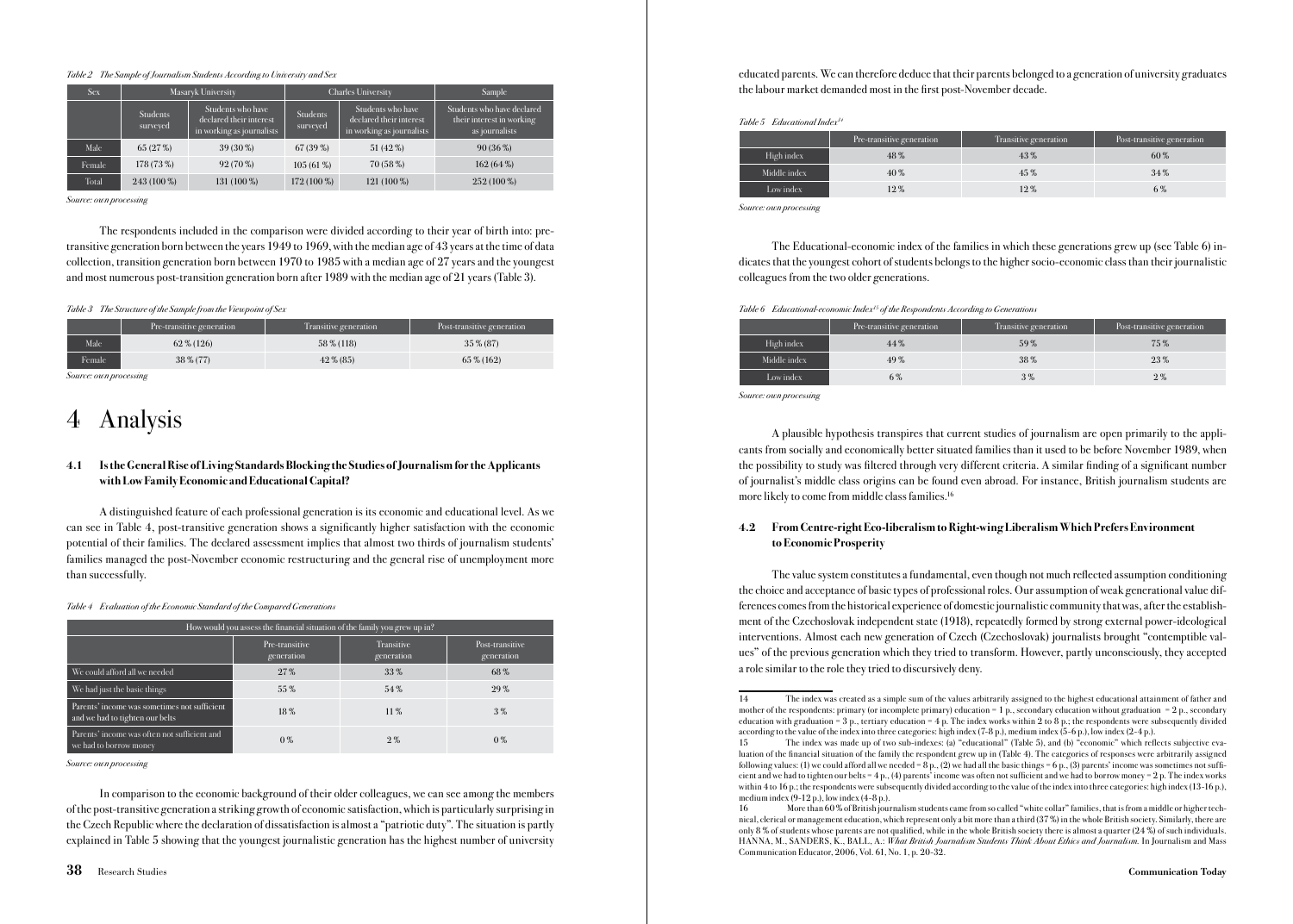*Table 2 The Sample of Journalism Students According to University and Sex*

| Sex | Masaryk University | | Charles University | | Sample |
|---|---|---|---|---|---|
| | Students surveyed | Students who have declared their interest in working as journalists | Students surveyed | Students who have declared their interest in working as journalists | Students who have declared their interest in working as journalists |
| Male | 65 (27 %) | 39 (30 %) | 67 (39 %) | 51 (42 %) | 90 (36 %) |
| Female | 178 (73 %) | 92 (70 %) | 105 (61 %) | 70 (58 %) | 162 (64 %) |
| Total | 243 (100 %) | 131 (100 %) | 172 (100 %) | 121 (100 %) | 252 (100 %) |

*Source: own processing*

The respondents included in the comparison were divided according to their year of birth into: pre-transitive generation born between the years 1949 to 1969, with the median age of 43 years at the time of data collection, transition generation born between 1970 to 1985 with a median age of 27 years and the youngest and most numerous post-transition generation born after 1989 with the median age of 21 years (Table 3).

*Table 3 The Structure of the Sample from the Viewpoint of Sex*

| | Pre-transitive generation | Transitive generation | Post-transitive generation |
|---|---|---|---|
| Male | 62 % (126) | 58 % (118) | 35 % (87) |
| Female | 38 % (77) | 42 % (85) | 65 % (162) |

*Source: own processing*

# 4 Analysis

### 4.1 Is the General Rise of Living Standards Blocking the Studies of Journalism for the Applicants with Low Family Economic and Educational Capital?

A distinguished feature of each professional generation is its economic and educational level. As we can see in Table 4, post-transitive generation shows a significantly higher satisfaction with the economic potential of their families. The declared assessment implies that almost two thirds of journalism students' families managed the post-November economic restructuring and the general rise of unemployment more than successfully.

*Table 4 Evaluation of the Economic Standard of the Compared Generations*

| How would you assess the financial situation of the family you grew up in? | | | |
|---|---|---|---|
| | Pre-transitive generation | Transitive generation | Post-transitive generation |
| We could afford all we needed | 27 % | 33 % | 68 % |
| We had just the basic things | 55 % | 54 % | 29 % |
| Parents' income was sometimes not sufficient and we had to tighten our belts | 18 % | 11 % | 3 % |
| Parents' income was often not sufficient and we had to borrow money | 0 % | 2 % | 0 % |

*Source: own processing*

In comparison to the economic background of their older colleagues, we can see among the members of the post-transitive generation a striking growth of economic satisfaction, which is particularly surprising in the Czech Republic where the declaration of dissatisfaction is almost a "patriotic duty". The situation is partly explained in Table 5 showing that the youngest journalistic generation has the highest number of university educated parents. We can therefore deduce that their parents belonged to a generation of university graduates the labour market demanded most in the first post-November decade.

*Table 5 Educational Index[14]*

| | Pre-transitive generation | Transitive generation | Post-transitive generation |
|---|---|---|---|
| High index | 48 % | 43 % | 60 % |
| Middle index | 40 % | 45 % | 34 % |
| Low index | 12 % | 12 % | 6 % |

*Source: own processing*

The Educational-economic index of the families in which these generations grew up (see Table 6) indicates that the youngest cohort of students belongs to the higher socio-economic class than their journalistic colleagues from the two older generations.

*Table 6 Educational-economic Index[15] of the Respondents According to Generations*

| | Pre-transitive generation | Transitive generation | Post-transitive generation |
|---|---|---|---|
| High index | 44 % | 59 % | 75 % |
| Middle index | 49 % | 38 % | 23 % |
| Low index | 6 % | 3 % | 2 % |

*Source: own processing*

A plausible hypothesis transpires that current studies of journalism are open primarily to the applicants from socially and economically better situated families than it used to be before November 1989, when the possibility to study was filtered through very different criteria. A similar finding of a significant number of journalist's middle class origins can be found even abroad. For instance, British journalism students are more likely to come from middle class families.[16]

### 4.2 From Centre-right Eco-liberalism to Right-wing Liberalism Which Prefers Environment to Economic Prosperity

The value system constitutes a fundamental, even though not much reflected assumption conditioning the choice and acceptance of basic types of professional roles. Our assumption of weak generational value differences comes from the historical experience of domestic journalistic community that was, after the establishment of the Czechoslovak independent state (1918), repeatedly formed by strong external power-ideological interventions. Almost each new generation of Czech (Czechoslovak) journalists brought "contemptible values" of the previous generation which they tried to transform. However, partly unconsciously, they accepted a role similar to the role they tried to discursively deny.

---

14 The index was created as a simple sum of the values arbitrarily assigned to the highest educational attainment of father and mother of the respondents: primary (or incomplete primary) education = 1 p., secondary education without graduation = 2 p., secondary education with graduation = 3 p., tertiary education = 4 p. The index works within 2 to 8 p.; the respondents were subsequently divided according to the value of the index into three categories: high index (7-8 p.), medium index (5-6 p.), low index (2-4 p.).

15 The index was made up of two sub-indexes: (a) "educational" (Table 5), and (b) "economic" which reflects subjective evaluation of the financial situation of the family the respondent grew up in (Table 4). The categories of responses were arbitrarily assigned following values: (1) we could afford all we needed = 8 p., (2) we had all the basic things = 6 p., (3) parents' income was sometimes not sufficient and we had to tighten our belts = 4 p., (4) parents' income was often not sufficient and we had to borrow money = 2 p. The index works within 4 to 16 p.; the respondents were subsequently divided according to the value of the index into three categories: high index (13-16 p.), medium index (9-12 p.), low index (4-8 p.).

16 More than 60 % of British journalism students came from so called "white collar" families, that is from a middle or higher technical, clerical or management education, which represent only a bit more than a third (37 %) in the whole British society. Similarly, there are only 8 % of students whose parents are not qualified, while in the whole British society there is almost a quarter (24 %) of such individuals. HANNA, M., SANDERS, K., BALL, A.: *What British Journalism Students Think About Ethics and Journalism.* In Journalism and Mass Communication Educator, 2006, Vol. 61, No. 1, p. 20-32.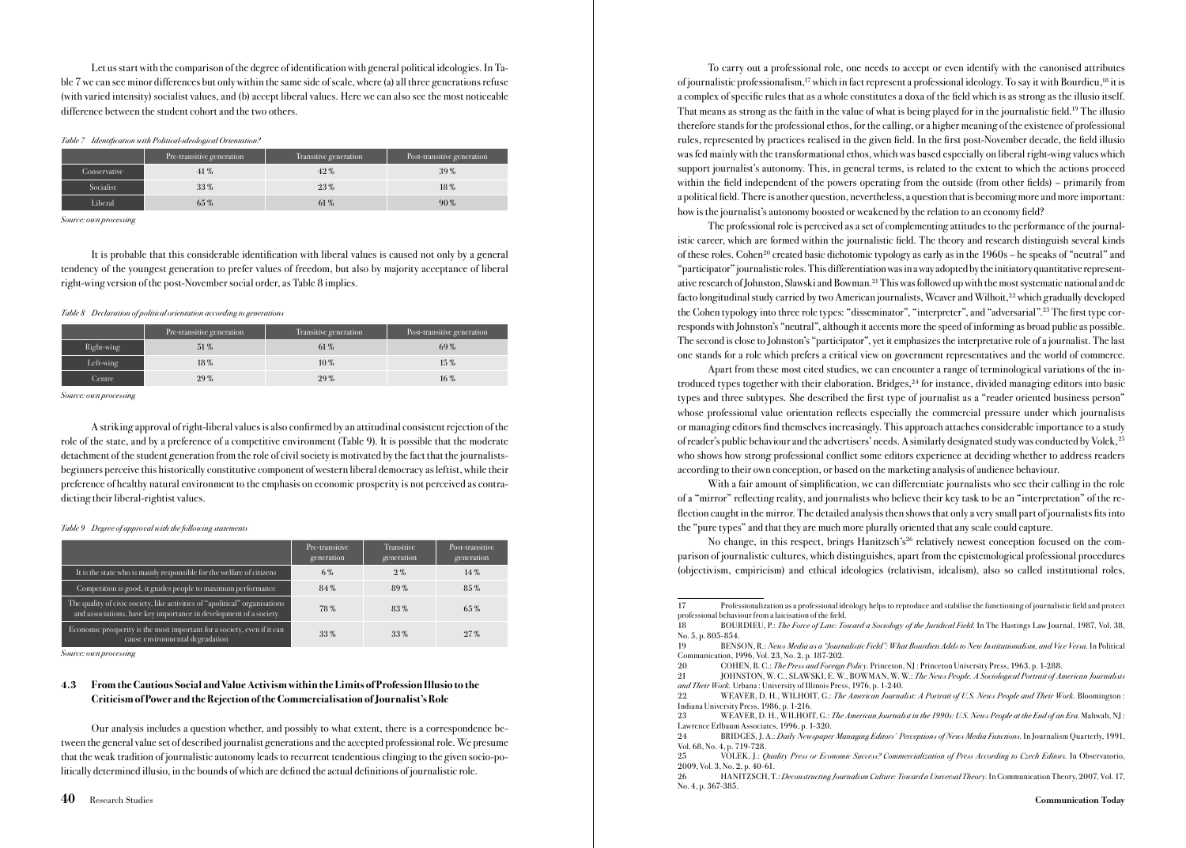Let us start with the comparison of the degree of identification with general political ideologies. In Table 7 we can see minor differences but only within the same side of scale, where (a) all three generations refuse (with varied intensity) socialist values, and (b) accept liberal values. Here we can also see the most noticeable difference between the student cohort and the two others.

*Table 7 Identification with Political-ideological Orientation?*

| | Pre-transitive generation | Transitive generation | Post-transitive generation |
|---|---|---|---|
| Conservative | 41 % | 42 % | 39 % |
| Socialist | 33 % | 23 % | 18 % |
| Liberal | 65 % | 61 % | 90 % |

*Source: own processing*

It is probable that this considerable identification with liberal values is caused not only by a general tendency of the youngest generation to prefer values of freedom, but also by majority acceptance of liberal right-wing version of the post-November social order, as Table 8 implies.

*Table 8 Declaration of political orientation according to generations*

| | Pre-transitive generation | Transitive generation | Post-transitive generation |
|---|---|---|---|
| Right-wing | 51 % | 61 % | 69 % |
| Left-wing | 18 % | 10 % | 15 % |
| Centre | 29 % | 29 % | 16 % |

*Source: own processing*

A striking approval of right-liberal values is also confirmed by an attitudinal consistent rejection of the role of the state, and by a preference of a competitive environment (Table 9). It is possible that the moderate detachment of the student generation from the role of civil society is motivated by the fact that the journalists-beginners perceive this historically constitutive component of western liberal democracy as leftist, while their preference of healthy natural environment to the emphasis on economic prosperity is not perceived as contradicting their liberal-rightist values.

*Table 9 Degree of approval with the following statements*

| | Pre-transitive generation | Transitive generation | Post-transitive generation |
|---|---|---|---|
| It is the state who is mainly responsible for the welfare of citizens | 6 % | 2 % | 14 % |
| Competition is good, it guides people to maximum performance | 84 % | 89 % | 85 % |
| The quality of civic society, like activities of "apolitical" organisations and associations, have key importance in development of a society | 78 % | 83 % | 65 % |
| Economic prosperity is the most important for a society, even if it can cause environmental degradation | 33 % | 33 % | 27 % |

*Source: own processing*

### 4.3 From the Cautious Social and Value Activism within the Limits of Profession Illusio to the Criticism of Power and the Rejection of the Commercialisation of Journalist's Role

Our analysis includes a question whether, and possibly to what extent, there is a correspondence between the general value set of described journalist generations and the accepted professional role. We presume that the weak tradition of journalistic autonomy leads to recurrent tendentious clinging to the given socio-politically determined illusio, in the bounds of which are defined the actual definitions of journalistic role.

To carry out a professional role, one needs to accept or even identify with the canonised attributes of journalistic professionalism,[17] which in fact represent a professional ideology. To say it with Bourdieu,[18] it is a complex of specific rules that as a whole constitutes a doxa of the field which is as strong as the illusio itself. That means as strong as the faith in the value of what is being played for in the journalistic field.[19] The illusio therefore stands for the professional ethos, for the calling, or a higher meaning of the existence of professional rules, represented by practices realised in the given field. In the first post-November decade, the field illusio was fed mainly with the transformational ethos, which was based especially on liberal right-wing values which support journalist's autonomy. This, in general terms, is related to the extent to which the actions proceed within the field independent of the powers operating from the outside (from other fields) – primarily from a political field. There is another question, nevertheless, a question that is becoming more and more important: how is the journalist's autonomy boosted or weakened by the relation to an economy field?

The professional role is perceived as a set of complementing attitudes to the performance of the journalistic career, which are formed within the journalistic field. The theory and research distinguish several kinds of these roles. Cohen[20] created basic dichotomic typology as early as in the 1960s – he speaks of "neutral" and "participator" journalistic roles. This differentiation was in a way adopted by the initiatory quantitative representative research of Johnston, Slawski and Bowman.[21] This was followed up with the most systematic national and de facto longitudinal study carried by two American journalists, Weaver and Wilhoit,[22] which gradually developed the Cohen typology into three role types: "disseminator", "interpreter", and "adversarial".[23] The first type corresponds with Johnston's "neutral", although it accents more the speed of informing as broad public as possible. The second is close to Johnston's "participator", yet it emphasizes the interpretative role of a journalist. The last one stands for a role which prefers a critical view on government representatives and the world of commerce.

Apart from these most cited studies, we can encounter a range of terminological variations of the introduced types together with their elaboration. Bridges,[24] for instance, divided managing editors into basic types and three subtypes. She described the first type of journalist as a "reader oriented business person" whose professional value orientation reflects especially the commercial pressure under which journalists or managing editors find themselves increasingly. This approach attaches considerable importance to a study of reader's public behaviour and the advertisers' needs. A similarly designated study was conducted by Volek,[25] who shows how strong professional conflict some editors experience at deciding whether to address readers according to their own conception, or based on the marketing analysis of audience behaviour.

With a fair amount of simplification, we can differentiate journalists who see their calling in the role of a "mirror" reflecting reality, and journalists who believe their key task to be an "interpretation" of the reflection caught in the mirror. The detailed analysis then shows that only a very small part of journalists fits into the "pure types" and that they are much more plurally oriented that any scale could capture.

No change, in this respect, brings Hanitzsch's[26] relatively newest conception focused on the comparison of journalistic cultures, which distinguishes, apart from the epistemological professional procedures (objectivism, empiricism) and ethical ideologies (relativism, idealism), also so called institutional roles,

---

17 Professionalization as a professional ideology helps to reproduce and stabilise the functioning of journalistic field and protect professional behaviour from a laicisation of the field.

18 BOURDIEU, P.: *The Force of Law: Toward a Sociology of the Juridical Field.* In The Hastings Law Journal, 1987, Vol. 38, No. 5, p. 805-854.

19 BENSON, R.: *News Media as a "Journalistic Field": What Bourdieu Adds to New Institutionalism, and Vice Versa.* In Political Communication, 1996, Vol. 23, No. 2, p. 187-202.

20 COHEN, B. C.: *The Press and Foreign Policy.* Princeton, NJ : Princeton University Press, 1963, p. 1-288.

21 JOHNSTON, W. C., SLAWSKI, E. W., BOWMAN, W. W.: *The News People. A Sociological Portrait of American Journalists and Their Work.* Urbana : University of Illinois Press, 1976, p. 1-240.

22 WEAVER, D. H., WILHOIT, G.: *The American Journalist: A Portrait of U.S. News People and Their Work.* Bloomington : Indiana University Press, 1986, p. 1-216.

23 WEAVER, D. H., WILHOIT, G.: *The American Journalist in the 1990s: U.S. News People at the End of an Era.* Mahwah, NJ : Lawrence Erlbaum Associates, 1996, p. 1-320.

24 BRIDGES, J. A.: *Daily Newspaper Managing Editors' Perceptions of News Media Functions.* In Journalism Quarterly, 1991, Vol. 68, No. 4, p. 719-728.

25 VOLEK, J.: *Quality Press or Economic Success? Commercialization of Press According to Czech Editors.* In Observatorio, 2009, Vol. 3, No. 2, p. 40-61.

26 HANITZSCH, T.: *Deconstructing Journalism Culture: Toward a Universal Theory.* In Communication Theory, 2007, Vol. 17, No. 4, p. 367-385.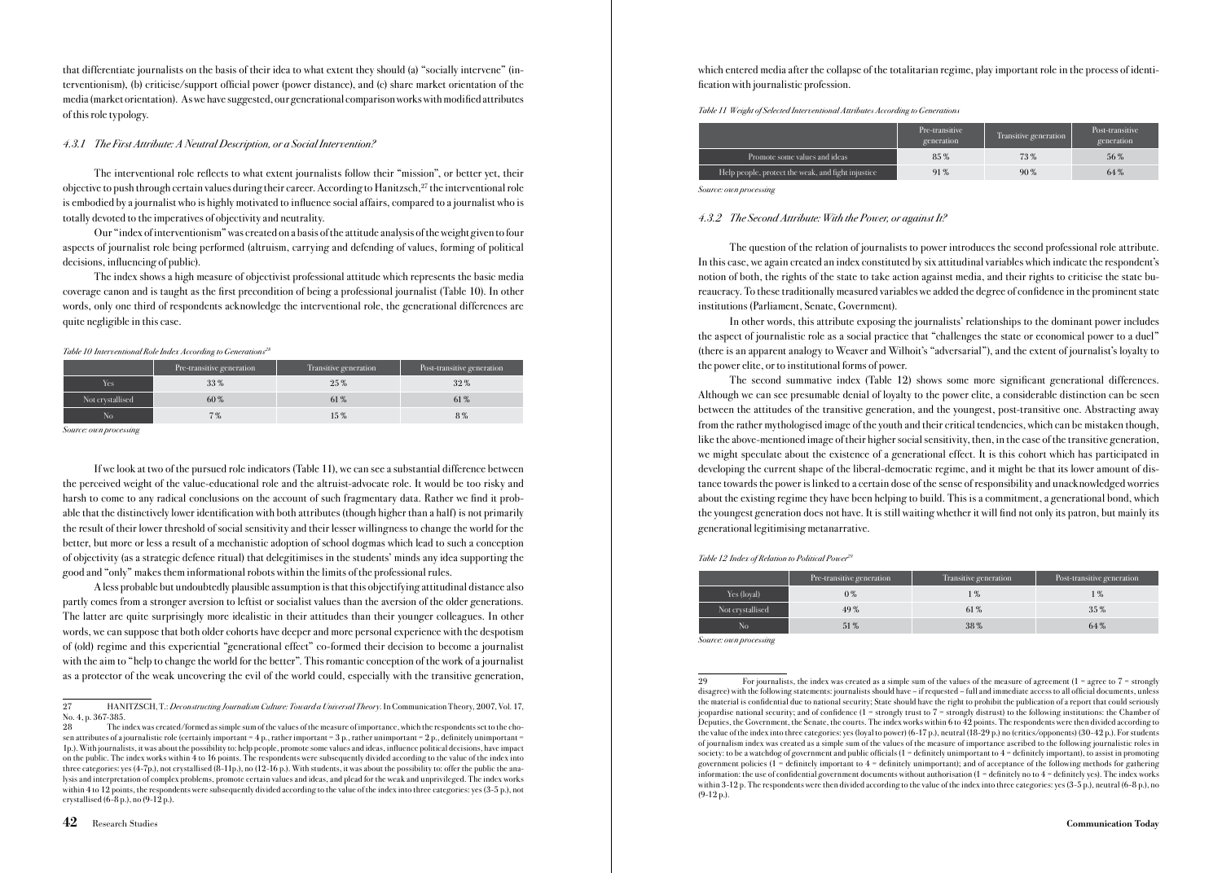that differentiate journalists on the basis of their idea to what extent they should (a) "socially intervene" (interventionism), (b) criticise/support official power (power distance), and (c) share market orientation of the media (market orientation). As we have suggested, our generational comparison works with modified attributes of this role typology.

### *4.3.1 The First Attribute: A Neutral Description, or a Social Intervention?*

The interventional role reflects to what extent journalists follow their "mission", or better yet, their objective to push through certain values during their career. According to Hanitzsch,[27] the interventional role is embodied by a journalist who is highly motivated to influence social affairs, compared to a journalist who is totally devoted to the imperatives of objectivity and neutrality.

Our "index of interventionism" was created on a basis of the attitude analysis of the weight given to four aspects of journalist role being performed (altruism, carrying and defending of values, forming of political decisions, influencing of public).

The index shows a high measure of objectivist professional attitude which represents the basic media coverage canon and is taught as the first precondition of being a professional journalist (Table 10). In other words, only one third of respondents acknowledge the interventional role, the generational differences are quite negligible in this case.

*Table 10 Interventional Role Index According to Generations[28]*

| | Pre-transitive generation | Transitive generation | Post-transitive generation |
|---|---|---|---|
| Yes | 33 % | 25 % | 32 % |
| Not crystallised | 60 % | 61 % | 61 % |
| No | 7 % | 15 % | 8 % |

*Source: own processing*

If we look at two of the pursued role indicators (Table 11), we can see a substantial difference between the perceived weight of the value-educational role and the altruist-advocate role. It would be too risky and harsh to come to any radical conclusions on the account of such fragmentary data. Rather we find it probable that the distinctively lower identification with both attributes (though higher than a half) is not primarily the result of their lower threshold of social sensitivity and their lesser willingness to change the world for the better, but more or less a result of a mechanistic adoption of school dogmas which lead to such a conception of objectivity (as a strategic defence ritual) that delegitimises in the students' minds any idea supporting the good and "only" makes them informational robots within the limits of the professional rules.

A less probable but undoubtedly plausible assumption is that this objectifying attitudinal distance also partly comes from a stronger aversion to leftist or socialist values than the aversion of the older generations. The latter are quite surprisingly more idealistic in their attitudes than their younger colleagues. In other words, we can suppose that both older cohorts have deeper and more personal experience with the despotism of (old) regime and this experiential "generational effect" co-formed their decision to become a journalist with the aim to "help to change the world for the better". This romantic conception of the work of a journalist as a protector of the weak uncovering the evil of the world could, especially with the transitive generation, which entered media after the collapse of the totalitarian regime, play important role in the process of identification with journalistic profession.

*Table 11 Weight of Selected Interventional Attributes According to Generations*

| | Pre-transitive generation | Transitive generation | Post-transitive generation |
|---|---|---|---|
| Promote some values and ideas | 85 % | 73 % | 56 % |
| Help people, protect the weak, and fight injustice | 91 % | 90 % | 64 % |

*Source: own processing*

### *4.3.2 The Second Attribute: With the Power, or against It?*

The question of the relation of journalists to power introduces the second professional role attribute. In this case, we again created an index constituted by six attitudinal variables which indicate the respondent's notion of both, the rights of the state to take action against media, and their rights to criticise the state bureaucracy. To these traditionally measured variables we added the degree of confidence in the prominent state institutions (Parliament, Senate, Government).

In other words, this attribute exposing the journalists' relationships to the dominant power includes the aspect of journalistic role as a social practice that "challenges the state or economical power to a duel" (there is an apparent analogy to Weaver and Wilhoit's "adversarial"), and the extent of journalist's loyalty to the power elite, or to institutional forms of power.

The second summative index (Table 12) shows some more significant generational differences. Although we can see presumable denial of loyalty to the power elite, a considerable distinction can be seen between the attitudes of the transitive generation, and the youngest, post-transitive one. Abstracting away from the rather mythologised image of the youth and their critical tendencies, which can be mistaken though, like the above-mentioned image of their higher social sensitivity, then, in the case of the transitive generation, we might speculate about the existence of a generational effect. It is this cohort which has participated in developing the current shape of the liberal-democratic regime, and it might be that its lower amount of distance towards the power is linked to a certain dose of the sense of responsibility and unacknowledged worries about the existing regime they have been helping to build. This is a commitment, a generational bond, which the youngest generation does not have. It is still waiting whether it will find not only its patron, but mainly its generational legitimising metanarrative.

*Table 12 Index of Relation to Political Power[29]*

| | Pre-transitive generation | Transitive generation | Post-transitive generation |
|---|---|---|---|
| Yes (loyal) | 0 % | 1 % | 1 % |
| Not crystallised | 49 % | 61 % | 35 % |
| No | 51 % | 38 % | 64 % |

*Source: own processing*

---

27 HANITZSCH, T.: *Deconstructing Journalism Culture: Toward a Universal Theory*. In Communication Theory, 2007, Vol. 17, No. 4, p. 367-385.

28 The index was created/formed as simple sum of the values of the measure of importance, which the respondents set to the chosen attributes of a journalistic role (certainly important = 4 p., rather important = 3 p., rather unimportant = 2 p., definitely unimportant = 1p.). With journalists, it was about the possibility to: help people, promote some values and ideas, influence political decisions, have impact on the public. The index works within 4 to 16 points. The respondents were subsequently divided according to the value of the index into three categories: yes (4-7p.), not crystallised (8-11p.), no (12-16 p.). With students, it was about the possibility to: offer the public the analysis and interpretation of complex problems, promote certain values and ideas, and plead for the weak and unprivileged. The index works within 4 to 12 points, the respondents were subsequently divided according to the value of the index into three categories: yes (3-5 p.), not crystallised (6-8 p.), no (9-12 p.).

29 For journalists, the index was created as a simple sum of the values of the measure of agreement (1 = agree to 7 = strongly disagree) with the following statements: journalists should have – if requested – full and immediate access to all official documents, unless the material is confidential due to national security; State should have the right to prohibit the publication of a report that could seriously jeopardise national security; and of confidence (1 = strongly trust to 7 = strongly distrust) to the following institutions: the Chamber of Deputies, the Government, the Senate, the courts. The index works within 6 to 42 points. The respondents were then divided according to the value of the index into three categories: yes (loyal to power) (6-17 p.), neutral (18-29 p.) no (critics/opponents) (30-42 p.). For students of journalism index was created as a simple sum of the values of the measure of importance ascribed to the following journalistic roles in society: to be a watchdog of government and public officials (1 = definitely unimportant to 4 = definitely important), to assist in promoting government policies (1 = definitely important to 4 = definitely unimportant); and of acceptance of the following methods for gathering information: the use of confidential government documents without authorisation (1 = definitely no to 4 = definitely yes). The index works within 3-12 p. The respondents were then divided according to the value of the index into three categories: yes (3-5 p.), neutral (6-8 p.), no (9-12 p.).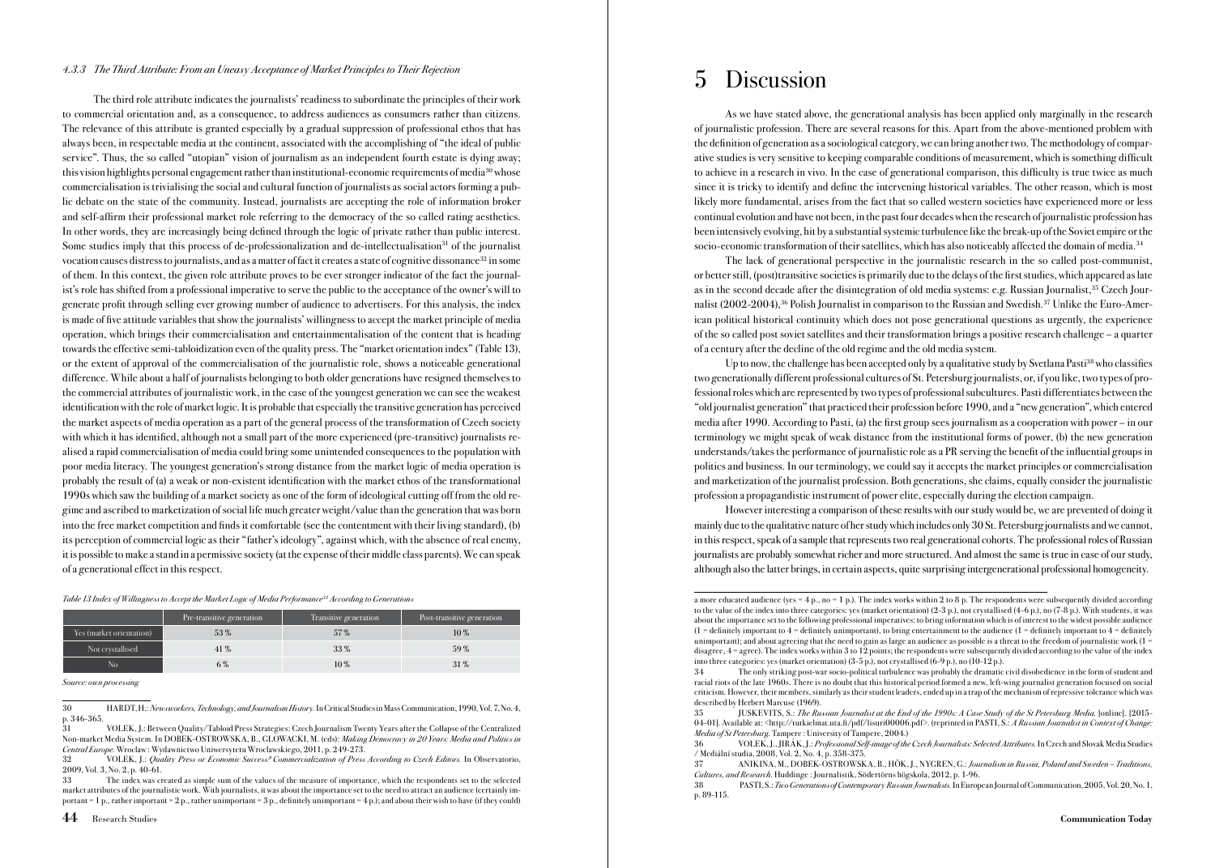#### 4.3.3 The Third Attribute: From an Uneasy Acceptance of Market Principles to Their Rejection

The third role attribute indicates the journalists' readiness to subordinate the principles of their work to commercial orientation and, as a consequence, to address audiences as consumers rather than citizens. The relevance of this attribute is granted especially by a gradual suppression of professional ethos that has always been, in respectable media at the continent, associated with the accomplishing of "the ideal of public service". Thus, the so called "utopian" vision of journalism as an independent fourth estate is dying away; this vision highlights personal engagement rather than institutional-economic requirements of media[30] whose commercialisation is trivialising the social and cultural function of journalists as social actors forming a public debate on the state of the community. Instead, journalists are accepting the role of information broker and self-affirm their professional market role referring to the democracy of the so called rating aesthetics. In other words, they are increasingly being defined through the logic of private rather than public interest. Some studies imply that this process of de-professionalization and de-intellectualisation[31] of the journalist vocation causes distress to journalists, and as a matter of fact it creates a state of cognitive dissonance[32] in some of them. In this context, the given role attribute proves to be ever stronger indicator of the fact the journalist's role has shifted from a professional imperative to serve the public to the acceptance of the owner's will to generate profit through selling ever growing number of audience to advertisers. For this analysis, the index is made of five attitude variables that show the journalists' willingness to accept the market principle of media operation, which brings their commercialisation and entertainmentalisation of the content that is heading towards the effective semi-tabloidization even of the quality press. The "market orientation index" (Table 13), or the extent of approval of the commercialisation of the journalistic role, shows a noticeable generational difference. While about a half of journalists belonging to both older generations have resigned themselves to the commercial attributes of journalistic work, in the case of the youngest generation we can see the weakest identification with the role of market logic. It is probable that especially the transitive generation has perceived the market aspects of media operation as a part of the general process of the transformation of Czech society with which it has identified, although not a small part of the more experienced (pre-transitive) journalists realised a rapid commercialisation of media could bring some unintended consequences to the population with poor media literacy. The youngest generation's strong distance from the market logic of media operation is probably the result of (a) a weak or non-existent identification with the market ethos of the transformational 1990s which saw the building of a market society as one of the form of ideological cutting off from the old regime and ascribed to marketization of social life much greater weight/value than the generation that was born into the free market competition and finds it comfortable (see the contentment with their living standard), (b) its perception of commercial logic as their "father's ideology", against which, with the absence of real enemy, it is possible to make a stand in a permissive society (at the expense of their middle class parents). We can speak of a generational effect in this respect.

*Table 13 Index of Willingness to Accept the Market Logic of Media Performance[33] According to Generations*

| | Pre-transitive generation | Transitive generation | Post-transitive generation |
|---|---|---|---|
| Yes (market orientation) | 53 % | 57 % | 10 % |
| Not crystallised | 41 % | 33 % | 59 % |
| No | 6 % | 10 % | 31 % |

*Source: own processing*

# 5 Discussion

As we have stated above, the generational analysis has been applied only marginally in the research of journalistic profession. There are several reasons for this. Apart from the above-mentioned problem with the definition of generation as a sociological category, we can bring another two. The methodology of comparative studies is very sensitive to keeping comparable conditions of measurement, which is something difficult to achieve in a research in vivo. In the case of generational comparison, this difficulty is true twice as much since it is tricky to identify and define the intervening historical variables. The other reason, which is most likely more fundamental, arises from the fact that so called western societies have experienced more or less continual evolution and have not been, in the past four decades when the research of journalistic profession has been intensively evolving, hit by a substantial systemic turbulence like the break-up of the Soviet empire or the socio-economic transformation of their satellites, which has also noticeably affected the domain of media.[34]

The lack of generational perspective in the journalistic research in the so called post-communist, or better still, (post)transitive societies is primarily due to the delays of the first studies, which appeared as late as in the second decade after the disintegration of old media systems: e.g. Russian Journalist,[35] Czech Journalist (2002-2004),[36] Polish Journalist in comparison to the Russian and Swedish.[37] Unlike the Euro-American political historical continuity which does not pose generational questions as urgently, the experience of the so called post soviet satellites and their transformation brings a positive research challenge – a quarter of a century after the decline of the old regime and the old media system.

Up to now, the challenge has been accepted only by a qualitative study by Svetlana Pasti[38] who classifies two generationally different professional cultures of St. Petersburg journalists, or, if you like, two types of professional roles which are represented by two types of professional subcultures. Pasti differentiates between the "old journalist generation" that practiced their profession before 1990, and a "new generation", which entered media after 1990. According to Pasti, (a) the first group sees journalism as a cooperation with power – in our terminology we might speak of weak distance from the institutional forms of power, (b) the new generation understands/takes the performance of journalistic role as a PR serving the benefit of the influential groups in politics and business. In our terminology, we could say it accepts the market principles or commercialisation and marketization of the journalist profession. Both generations, she claims, equally consider the journalistic profession a propagandistic instrument of power elite, especially during the election campaign.

However interesting a comparison of these results with our study would be, we are prevented of doing it mainly due to the qualitative nature of her study which includes only 30 St. Petersburg journalists and we cannot, in this respect, speak of a sample that represents two real generational cohorts. The professional roles of Russian journalists are probably somewhat richer and more structured. And almost the same is true in case of our study, although also the latter brings, in certain aspects, quite surprising intergenerational professional homogeneity.

---

30 HARDT, H.: *Newsworkers, Technology, and Journalism History.* In Critical Studies in Mass Communication, 1990, Vol. 7, No. 4, p. 346-365.

31 VOLEK, J.: Between Quality/Tabloid Press Strategies: Czech Journalism Twenty Years after the Collapse of the Centralized Non-market Media System. In DOBEK-OSTROWSKA, B., GLOWACKI, M. (eds): *Making Democracy in 20 Years: Media and Politics in Central Europe.* Wrocław : Wydawnictwo Uniwersytetu Wrocławskiego, 2011, p. 249-273.

32 VOLEK, J.: *Quality Press or Economic Success? Commercialization of Press According to Czech Editors.* In Observatorio, 2009, Vol. 3, No. 2, p. 40-61.

33 The index was created as simple sum of the values of the measure of importance, which the respondents set to the selected market attributes of the journalistic work. With journalists, it was about the importance set to the need to attract an audience (certainly important = 1 p., rather important = 2 p., rather unimportant = 3 p., definitely unimportant = 4 p.); and about their wish to have (if they could) a more educated audience (yes = 4 p., no = 1 p.). The index works within 2 to 8 p. The respondents were subsequently divided according to the value of the index into three categories: yes (market orientation) (2-3 p.), not crystallised (4-6 p.), no (7-8 p.). With students, it was about the importance set to the following professional imperatives: to bring information which is of interest to the widest possible audience (1 = definitely important to 4 = definitely unimportant), to bring entertainment to the audience (1 = definitely important to 4 = definitely unimportant); and about agreeing that the need to gain as large an audience as possible is a threat to the freedom of journalistic work (1 = disagree, 4 = agree). The index works within 3 to 12 points; the respondents were subsequently divided according to the value of the index into three categories: yes (market orientation) (3-5 p.), not crystallised (6-9 p.), no (10-12 p.).

34 The only striking post-war socio-political turbulence was probably the dramatic civil disobedience in the form of student and racial riots of the late 1960s. There is no doubt that this historical period formed a new, left-wing journalist generation focused on social criticism. However, their members, similarly as their student leaders, ended up in a trap of the mechanism of repressive tolerance which was described by Herbert Marcuse (1969).

35 JUSKEVITS, S.: *The Russian Journalist at the End of the 1990s: A Case Study of the St Petersburg Media.* [online]. [2015-04-01]. Available at: <http://tutkielmat.uta.fi/pdf/lisuri00006.pdf>. (reprinted in PASTI, S.: *A Russian Journalist in Context of Change: Media of St Petersburg.* Tampere : University of Tampere, 2004.)

36 VOLEK, J., JIRÁK, J.: *Professional Self-image of the Czech Journalists: Selected Attributes.* In Czech and Slovak Media Studies / Mediální studia, 2008, Vol. 2, No. 4, p. 358-375.

37 ANIKINA, M., DOBEK-OSTROWSKA, B., HÖK, J., NYGREN, G.: *Journalism in Russia, Poland and Sweden – Traditions, Cultures, and Research.* Huddinge : Journalistik, Södertörns högskola, 2012, p. 1-96.

38 PASTI, S.: *Two Generations of Contemporary Russian Journalists.* In European Journal of Communication, 2005, Vol. 20, No. 1, p. 89-115.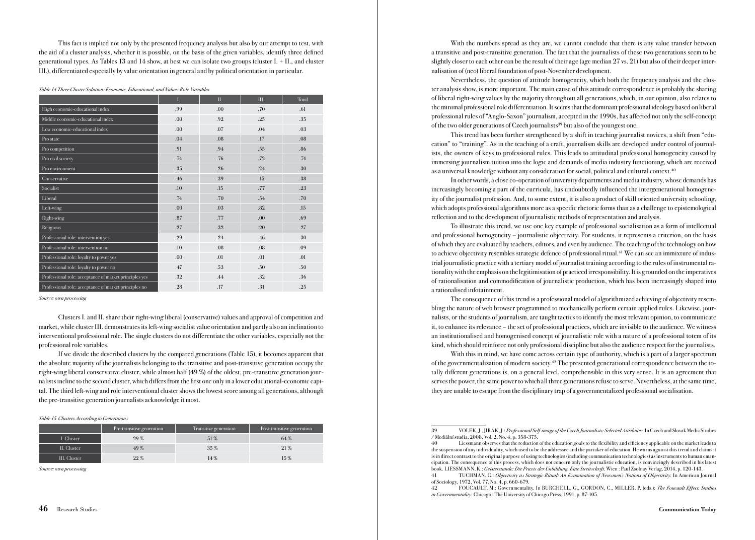This fact is implied not only by the presented frequency analysis but also by our attempt to test, with the aid of a cluster analysis, whether it is possible, on the basis of the given variables, identify three defined generational types. As Tables 13 and 14 show, at best we can isolate two groups (cluster I. + II., and cluster III.), differentiated especially by value orientation in general and by political orientation in particular.

*Table 14 Three Cluster Solution: Economic, Educational, and Values Role Variables*

| | I. | II. | III. | Total |
|---|---|---|---|---|
| High economic-educational index | .99 | .00 | .70 | .61 |
| Middle economic-educational index | .00 | .92 | .25 | .35 |
| Low economic-educational index | .00 | .07 | .04 | .03 |
| Pro state | .04 | .08 | .17 | .08 |
| Pro competition | .91 | .94 | .55 | .86 |
| Pro civil society | .74 | .76 | .72 | .74 |
| Pro environment | .35 | .26 | .24 | .30 |
| Conservative | .46 | .39 | .15 | .38 |
| Socialist | .10 | .15 | .77 | .23 |
| Liberal | .74 | .70 | .54 | .70 |
| Left-wing | .00 | .03 | .82 | .15 |
| Right-wing | .87 | .77 | .00 | .69 |
| Religious | .27 | .32 | .20 | .27 |
| Professional role: intervention yes | .29 | .24 | .46 | .30 |
| Professional role: intervention no | .10 | .08 | .08 | .09 |
| Professional role: loyalty to power yes | .00 | .01 | .01 | .01 |
| Professional role: loyalty to power no | .47 | .53 | .50 | .50 |
| Professional role: acceptance of market principles yes | .32 | .44 | .32 | .36 |
| Professional role: acceptance of market principles no | .28 | .17 | .31 | .25 |

*Source: own processing*

Clusters I. and II. share their right-wing liberal (conservative) values and approval of competition and market, while cluster III. demonstrates its left-wing socialist value orientation and partly also an inclination to interventional professional role. The single clusters do not differentiate the other variables, especially not the professional role variables.

If we divide the described clusters by the compared generations (Table 15), it becomes apparent that the absolute majority of the journalists belonging to the transitive and post-transitive generation occupy the right-wing liberal conservative cluster, while almost half (49 %) of the oldest, pre-transitive generation journalists incline to the second cluster, which differs from the first one only in a lower educational-economic capital. The third left-wing and role interventional cluster shows the lowest score among all generations, although the pre-transitive generation journalists acknowledge it most.

*Table 15 Clusters According to Generations*

| | Pre-transitive generation | Transitive generation | Post-transitive generation |
|---|---|---|---|
| I. Cluster | 29 % | 51 % | 64 % |
| II. Cluster | 49 % | 35 % | 21 % |
| III. Cluster | 22 % | 14 % | 15 % |

*Source: own processing*

With the numbers spread as they are, we cannot conclude that there is any value transfer between a transitive and post-transitive generation. The fact that the journalists of these two generations seem to be slightly closer to each other can be the result of their age (age median 27 vs. 21) but also of their deeper internalisation of (neo) liberal foundation of post-November development.

Nevertheless, the question of attitude homogeneity, which both the frequency analysis and the cluster analysis show, is more important. The main cause of this attitude correspondence is probably the sharing of liberal right-wing values by the majority throughout all generations, which, in our opinion, also relates to the minimal professional role differentiation. It seems that the dominant professional ideology based on liberal professional rules of "Anglo-Saxon" journalism, accepted in the 1990s, has affected not only the self-concept of the two older generations of Czech journalists[39] but also of the youngest one.

This trend has been further strengthened by a shift in teaching journalist novices, a shift from "education" to "training". As in the teaching of a craft, journalism skills are developed under control of journalists, the owners of keys to professional rules. This leads to attitudinal professional homogeneity caused by immersing journalism tuition into the logic and demands of media industry functioning, which are received as a universal knowledge without any consideration for social, political and cultural context.[40]

In other words, a close co-operation of university departments and media industry, whose demands has increasingly becoming a part of the curricula, has undoubtedly influenced the intergenerational homogeneity of the journalist profession. And, to some extent, it is also a product of skill oriented university schooling, which adopts professional algorithms more as a specific rhetoric forms than as a challenge to epistemological reflection and to the development of journalistic methods of representation and analysis.

To illustrate this trend, we use one key example of professional socialisation as a form of intellectual and professional homogeneity – journalistic objectivity. For students, it represents a criterion, on the basis of which they are evaluated by teachers, editors, and even by audience. The teaching of the technology on how to achieve objectivity resembles strategic defence of professional ritual.[41] We can see an immixture of industrial journalistic practice with a tertiary model of journalist training according to the rules of instrumental rationality with the emphasis on the legitimisation of practiced irresponsibility. It is grounded on the imperatives of rationalisation and commodification of journalistic production, which has been increasingly shaped into a rationalised infotainment.

The consequence of this trend is a professional model of algorithmized achieving of objectivity resembling the nature of web browser programmed to mechanically perform certain applied rules. Likewise, journalists, or the students of journalism, are taught tactics to identify the most relevant opinion, to communicate it, to enhance its relevance – the set of professional practices, which are invisible to the audience. We witness an institutionalised and homogenised concept of journalistic role with a nature of a professional totem of its kind, which should reinforce not only professional discipline but also the audience respect for the journalists.

With this in mind, we have come across certain type of authority, which is a part of a larger spectrum of the governmentalization of modern society.[42] The presented generational correspondence between the totally different generations is, on a general level, comprehensible in this very sense. It is an agreement that serves the power, the same power to which all three generations refuse to serve. Nevertheless, at the same time, they are unable to escape from the disciplinary trap of a governmentalized professional socialisation.

---

39 VOLEK, J., JIRÁK, J.: *Professional Self-image of the Czech Journalists: Selected Attributes.* In Czech and Slovak Media Studies / Mediální studia, 2008, Vol. 2, No. 4, p. 358-375.

40 Liessmann observes that the reduction of the education goals to the flexibility and efficiency applicable on the market leads to the suspension of any individuality, which used to be the addressee and the partaker of education. He warns against this trend and claims it is in direct contrast to the original purpose of using technologies (including communication technologies) as instruments to human emancipation. The consequence of this process, which does not concern only the journalistic education, is convincingly described in his latest book. LIESSMANN, K.: *Geisterstunde: Die Praxis der Unbildung. Eine Streitschrift.* Wien : Paul Zsolnay Verlag, 2014, p. 120-143.

41 TUCHMAN, G.: *Objectivity as Strategic Ritual: An Examination of Newsmen's Notions of Objectivity.* In American Journal of Sociology, 1972, Vol. 77, No. 4, p. 660-679.

42 FOUCAULT, M.: Governmentality. In BURCHELL, G., GORDON, C., MILLER, P. (eds.): *The Foucault Effect. Studies in Governmentality.* Chicago : The University of Chicago Press, 1991, p. 87-105.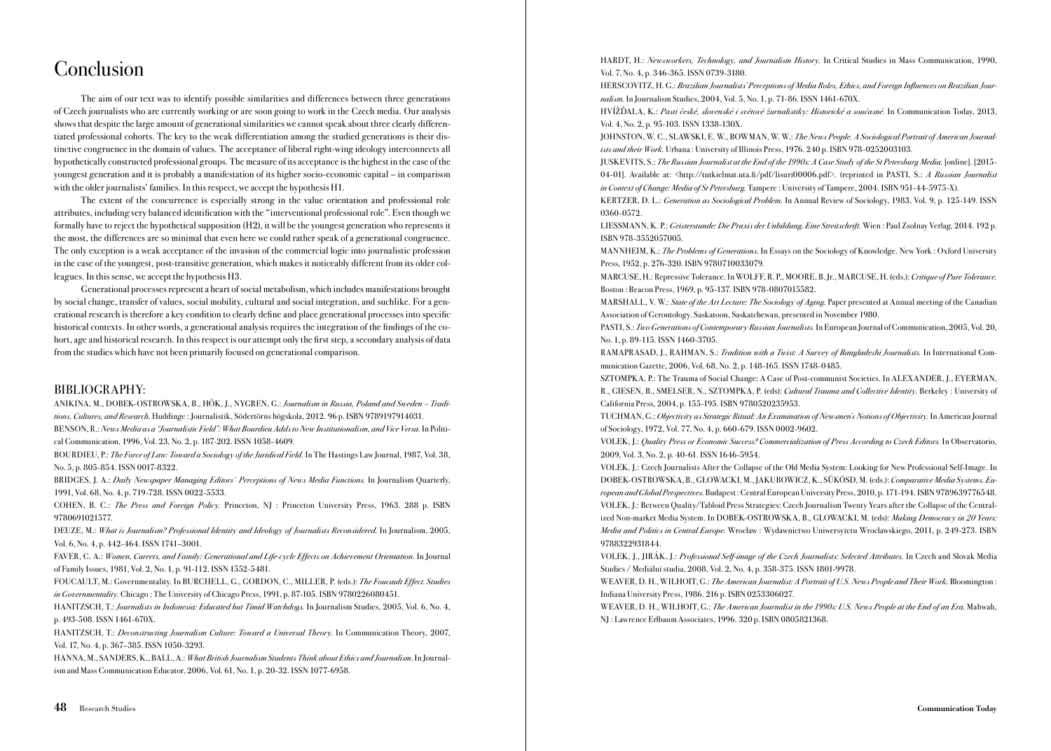# Conclusion

The aim of our text was to identify possible similarities and differences between three generations of Czech journalists who are currently working or are soon going to work in the Czech media. Our analysis shows that despite the large amount of generational similarities we cannot speak about three clearly differentiated professional cohorts. The key to the weak differentiation among the studied generations is their distinctive congruence in the domain of values. The acceptance of liberal right-wing ideology interconnects all hypothetically constructed professional groups. The measure of its acceptance is the highest in the case of the youngest generation and it is probably a manifestation of its higher socio-economic capital – in comparison with the older journalists' families. In this respect, we accept the hypothesis H1.

The extent of the concurrence is especially strong in the value orientation and professional role attributes, including very balanced identification with the "interventional professional role". Even though we formally have to reject the hypothetical supposition (H2), it will be the youngest generation who represents it the most, the differences are so minimal that even here we could rather speak of a generational congruence. The only exception is a weak acceptance of the invasion of the commercial logic into journalistic profession in the case of the youngest, post-transitive generation, which makes it noticeably different from its older colleagues. In this sense, we accept the hypothesis H3.

Generational processes represent a heart of social metabolism, which includes manifestations brought by social change, transfer of values, social mobility, cultural and social integration, and suchlike. For a generational research is therefore a key condition to clearly define and place generational processes into specific historical contexts. In other words, a generational analysis requires the integration of the findings of the cohort, age and historical research. In this respect is our attempt only the first step, a secondary analysis of data from the studies which have not been primarily focused on generational comparison.

## BIBLIOGRAPHY:

ANIKINA, M., DOBEK-OSTROWSKA, B., HÖK, J., NYGREN, G.: *Journalism in Russia, Poland and Sweden – Traditions, Cultures, and Research.* Huddinge : Journalistik, Södertörns högskola, 2012. 96 p. ISBN 9789197914031.

BENSON, R.: *News Media as a "Journalistic Field": What Bourdieu Adds to New Institutionalism, and Vice Versa.* In Political Communication, 1996, Vol. 23, No. 2, p. 187-202. ISSN 1058-4609.

BOURDIEU, P.: *The Force of Law: Toward a Sociology of the Juridical Field.* In The Hastings Law Journal, 1987, Vol. 38, No. 5, p. 805-854. ISSN 0017-8322.

BRIDGES, J. A.: *Daily Newspaper Managing Editors´ Perceptions of News Media Functions.* In Journalism Quarterly, 1991, Vol. 68, No. 4, p. 719-728. ISSN 0022-5533.

COHEN, B. C.: *The Press and Foreign Policy.* Princeton, NJ : Princeton University Press, 1963. 288 p. ISBN 9780691021577.

DEUZE, M.: *What is Journalism? Professional Identity and Ideology of Journalists Reconsidered.* In Journalism, 2005, Vol. 6, No. 4, p. 442-464. ISSN 1741–3001.

FAVER, C. A.: *Women, Careers, and Family: Generational and Life-cycle Effects on Achievement Orientation.* In Journal of Family Issues, 1981, Vol. 2, No. 1, p. 91-112. ISSN 1552-5481.

FOUCAULT, M.: Governmentality. In BURCHELL, G., GORDON, C., MILLER, P. (eds.): *The Foucault Effect. Studies in Governmentality.* Chicago : The University of Chicago Press, 1991, p. 87-105. ISBN 9780226080451.

HANITZSCH, T.: *Journalists in Indonesia: Educated but Timid Watchdogs.* In Journalism Studies, 2005, Vol. 6, No. 4, p. 493-508. ISSN 1461-670X.

HANITZSCH, T.: *Deconstructing Journalism Culture: Toward a Universal Theory.* In Communication Theory, 2007, Vol. 17, No. 4, p. 367–385. ISSN 1050-3293.

HANNA, M., SANDERS, K., BALL, A.: *What British Journalism Students Think about Ethics and Journalism.* In Journalism and Mass Communication Educator, 2006, Vol. 61, No. 1, p. 20-32. ISSN 1077-6958.

HARDT, H.: *Newsworkers, Technology, and Journalism History.* In Critical Studies in Mass Communication, 1990, Vol. 7, No. 4, p. 346-365. ISSN 0739-3180.

HERSCOVITZ, H. G.: *Brazilian Journalists' Perceptions of Media Roles, Ethics, and Foreign Influences on Brazilian Journalism.* In Journalism Studies, 2004, Vol. 5, No. 1, p. 71-86. ISSN 1461-670X.

HVÍŽĎALA, K.: *Pasti české, slovenské i světové žurnalistiky: Historické a současné.* In Communication Today, 2013, Vol. 4, No. 2, p. 95-103. ISSN 1338-130X.

JOHNSTON, W. C., SLAWSKI, E. W., BOWMAN, W. W.: *The News People. A Sociological Portrait of American Journalists and their Work.* Urbana : University of Illinois Press, 1976. 240 p. ISBN 978-0252003103.

JUSKEVITS, S.: *The Russian Journalist at the End of the 1990s: A Case Study of the St Petersburg Media.* [online]. [2015-04-01]. Available at: <http://tutkielmat.uta.fi/pdf/lisuri00006.pdf>. (reprinted in PASTI, S.: *A Russian Journalist in Context of Change: Media of St Petersburg.* Tampere : University of Tampere, 2004. ISBN 951-44-5975-X).

KERTZER, D. L.: *Generation as Sociological Problem.* In Annual Review of Sociology, 1983, Vol. 9, p. 125-149. ISSN 0360-0572.

LIESSMANN, K. P.: *Geisterstunde: Die Praxis der Unbildung. Eine Streitschrift.* Wien : Paul Zsolnay Verlag, 2014. 192 p. ISBN 978-3552057005.

MANNHEIM, K.: *The Problems of Generations.* In Essays on the Sociology of Knowledge. New York : Oxford University Press, 1952, p. 276-320. ISBN 9780710033079.

MARCUSE, H.: Repressive Tolerance. In WOLFF, R. P., MOORE, B. Jr., MARCUSE, H. (eds.): *Critique of Pure Tolerance.* Boston : Beacon Press, 1969, p. 95-137. ISBN 978-0807015582.

MARSHALL, V. W.: *State of the Art Lecture: The Sociology of Aging.* Paper presented at Annual meeting of the Canadian Association of Gerontology. Saskatoon, Saskatchewan, presented in November 1980.

PASTI, S.: *Two Generations of Contemporary Russian Journalists.* In European Journal of Communication, 2005, Vol. 20, No. 1, p. 89-115. ISSN 1460-3705.

RAMAPRASAD, J., RAHMAN, S.: *Tradition with a Twist: A Survey of Bangladeshi Journalists.* In International Communication Gazette, 2006, Vol. 68, No. 2, p. 148-165. ISSN 1748-0485.

SZTOMPKA, P.: The Trauma of Social Change: A Case of Post-communist Societies. In ALEXANDER, J., EYERMAN, R., GIESEN, B., SMELSER, N., SZTOMPKA, P. (eds): *Cultural Trauma and Collective Identity.* Berkeley : University of California Press, 2004, p. 155-195. ISBN 9780520235953.

TUCHMAN, G.: *Objectivity as Strategic Ritual: An Examination of Newsmen's Notions of Objectivity.* In American Journal of Sociology, 1972, Vol. 77, No. 4, p. 660-679. ISSN 0002-9602.

VOLEK, J.: *Quality Press or Economic Success? Commercialization of Press According to Czech Editors.* In Observatorio, 2009, Vol. 3, No. 2, p. 40-61. ISSN 1646-5954.

VOLEK, J.: Czech Journalists After the Collapse of the Old Media System: Looking for New Professional Self-Image. In DOBEK-OSTROWSKA, B., GLOWACKI, M., JAKUBOWICZ, K., SÜKÖSD, M. (eds.): *Comparative Media Systems. European and Global Perspectives.* Budapest : Central European University Press, 2010, p. 171-194. ISBN 9789639776548.

VOLEK, J.: Between Quality/Tabloid Press Strategies: Czech Journalism Twenty Years after the Collapse of the Centralized Non-market Media System. In DOBEK-OSTROWSKA, B., GLOWACKI, M. (eds): *Making Democracy in 20 Years: Media and Politics in Central Europe.* Wroclaw : Wydawnictwo Uniwersytetu Wroclawskiego, 2011, p. 249-273. ISBN 9788322931844.

VOLEK, J., JIRÁK, J.: *Professional Self-image of the Czech Journalists: Selected Attributes.* In Czech and Slovak Media Studies / Mediální studia, 2008, Vol. 2, No. 4, p. 358-375. ISSN 1801-9978.

WEAVER, D. H., WILHOIT, G.: *The American Journalist: A Portrait of U.S. News People and Their Work.* Bloomington : Indiana University Press, 1986. 216 p. ISBN 0253306027.

WEAVER, D. H., WILHOIT, G.: *The American Journalist in the 1990s: U.S. News People at the End of an Era.* Mahwah, NJ : Lawrence Erlbaum Associates, 1996. 320 p. ISBN 0805821368.